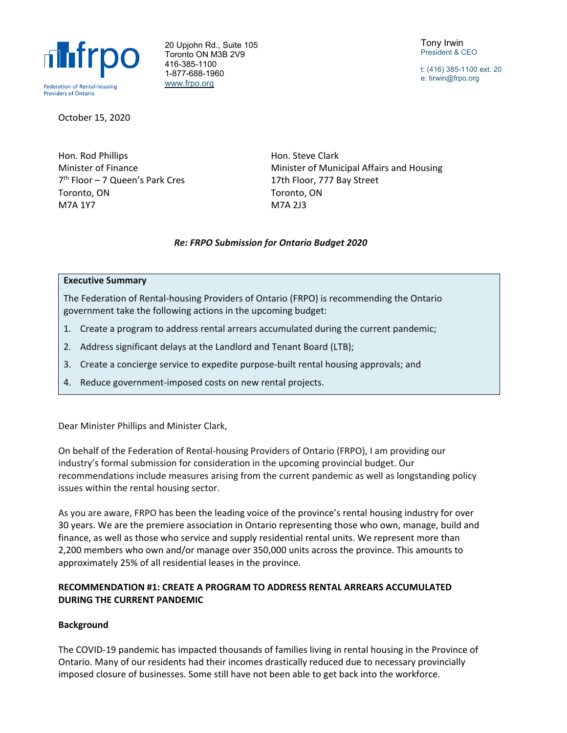Federation of Rental-housing Providers of Ontario

20 Upjohn Rd., Suite 105
Toronto ON M3B 2V9
416-385-1100
1-877-688-1960
www.frpo.org

Tony Irwin
President & CEO

t: (416) 385-1100 ext. 20
e: tirwin@frpo.org

October 15, 2020

Hon. Rod Phillips
Minister of Finance
7th Floor – 7 Queen's Park Cres
Toronto, ON
M7A 1Y7

Hon. Steve Clark
Minister of Municipal Affairs and Housing
17th Floor, 777 Bay Street
Toronto, ON
M7A 2J3

***Re: FRPO Submission for Ontario Budget 2020***

**Executive Summary**

The Federation of Rental-housing Providers of Ontario (FRPO) is recommending the Ontario government take the following actions in the upcoming budget:

1. Create a program to address rental arrears accumulated during the current pandemic;
2. Address significant delays at the Landlord and Tenant Board (LTB);
3. Create a concierge service to expedite purpose-built rental housing approvals; and
4. Reduce government-imposed costs on new rental projects.

Dear Minister Phillips and Minister Clark,

On behalf of the Federation of Rental-housing Providers of Ontario (FRPO), I am providing our industry's formal submission for consideration in the upcoming provincial budget. Our recommendations include measures arising from the current pandemic as well as longstanding policy issues within the rental housing sector.

As you are aware, FRPO has been the leading voice of the province's rental housing industry for over 30 years. We are the premiere association in Ontario representing those who own, manage, build and finance, as well as those who service and supply residential rental units. We represent more than 2,200 members who own and/or manage over 350,000 units across the province. This amounts to approximately 25% of all residential leases in the province.

## RECOMMENDATION #1: CREATE A PROGRAM TO ADDRESS RENTAL ARREARS ACCUMULATED DURING THE CURRENT PANDEMIC

### Background

The COVID-19 pandemic has impacted thousands of families living in rental housing in the Province of Ontario. Many of our residents had their incomes drastically reduced due to necessary provincially imposed closure of businesses. Some still have not been able to get back into the workforce.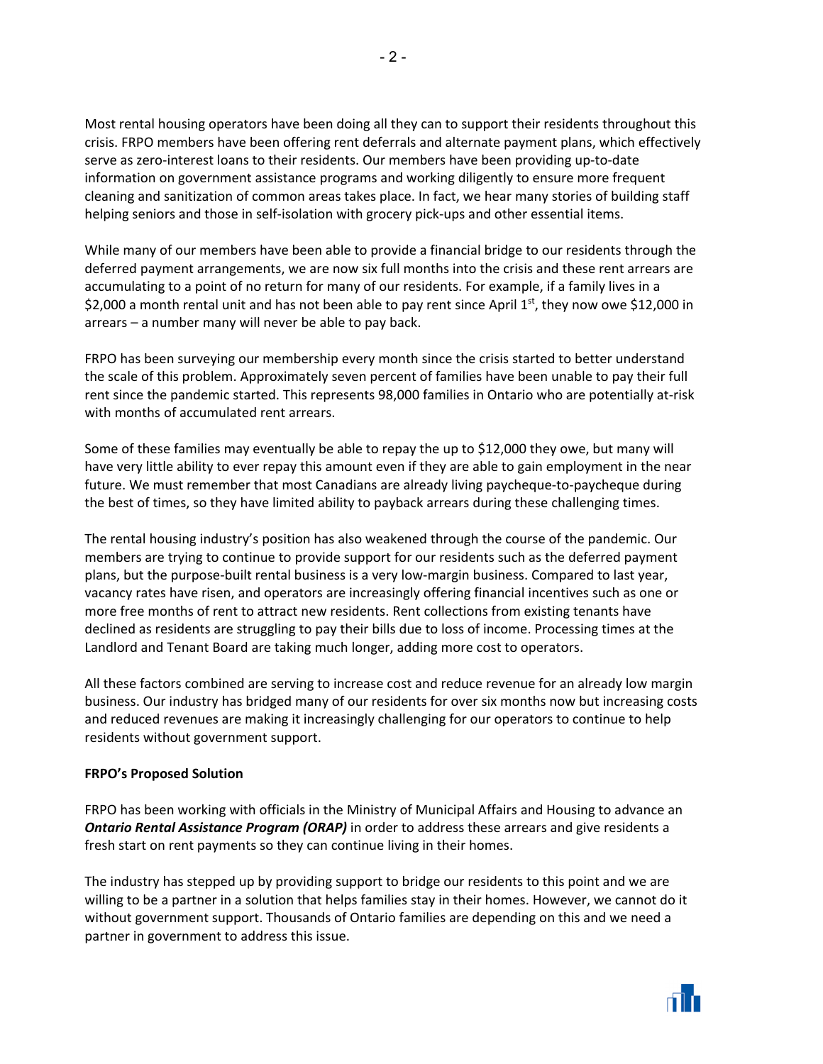Most rental housing operators have been doing all they can to support their residents throughout this crisis. FRPO members have been offering rent deferrals and alternate payment plans, which effectively serve as zero-interest loans to their residents. Our members have been providing up-to-date information on government assistance programs and working diligently to ensure more frequent cleaning and sanitization of common areas takes place. In fact, we hear many stories of building staff helping seniors and those in self-isolation with grocery pick-ups and other essential items.

While many of our members have been able to provide a financial bridge to our residents through the deferred payment arrangements, we are now six full months into the crisis and these rent arrears are accumulating to a point of no return for many of our residents. For example, if a family lives in a $2,000 a month rental unit and has not been able to pay rent since April 1st, they now owe $12,000 in arrears – a number many will never be able to pay back.

FRPO has been surveying our membership every month since the crisis started to better understand the scale of this problem. Approximately seven percent of families have been unable to pay their full rent since the pandemic started. This represents 98,000 families in Ontario who are potentially at-risk with months of accumulated rent arrears.

Some of these families may eventually be able to repay the up to $12,000 they owe, but many will have very little ability to ever repay this amount even if they are able to gain employment in the near future. We must remember that most Canadians are already living paycheque-to-paycheque during the best of times, so they have limited ability to payback arrears during these challenging times.

The rental housing industry's position has also weakened through the course of the pandemic. Our members are trying to continue to provide support for our residents such as the deferred payment plans, but the purpose-built rental business is a very low-margin business. Compared to last year, vacancy rates have risen, and operators are increasingly offering financial incentives such as one or more free months of rent to attract new residents. Rent collections from existing tenants have declined as residents are struggling to pay their bills due to loss of income. Processing times at the Landlord and Tenant Board are taking much longer, adding more cost to operators.

All these factors combined are serving to increase cost and reduce revenue for an already low margin business. Our industry has bridged many of our residents for over six months now but increasing costs and reduced revenues are making it increasingly challenging for our operators to continue to help residents without government support.

**FRPO's Proposed Solution**

FRPO has been working with officials in the Ministry of Municipal Affairs and Housing to advance an ***Ontario Rental Assistance Program (ORAP)*** in order to address these arrears and give residents a fresh start on rent payments so they can continue living in their homes.

The industry has stepped up by providing support to bridge our residents to this point and we are willing to be a partner in a solution that helps families stay in their homes. However, we cannot do it without government support. Thousands of Ontario families are depending on this and we need a partner in government to address this issue.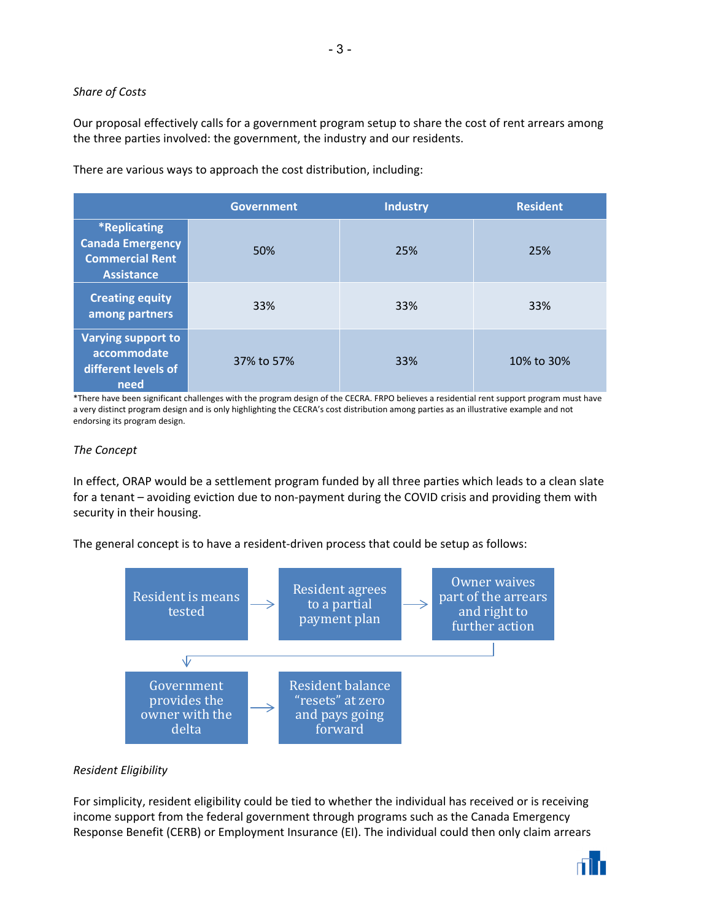*Share of Costs*

Our proposal effectively calls for a government program setup to share the cost of rent arrears among the three parties involved: the government, the industry and our residents.

There are various ways to approach the cost distribution, including:

| | Government | Industry | Resident |
|---|---|---|---|
| **\*Replicating Canada Emergency Commercial Rent Assistance** | 50% | 25% | 25% |
| **Creating equity among partners** | 33% | 33% | 33% |
| **Varying support to accommodate different levels of need** | 37% to 57% | 33% | 10% to 30% |

*There have been significant challenges with the program design of the CECRA. FRPO believes a residential rent support program must have a very distinct program design and is only highlighting the CECRA's cost distribution among parties as an illustrative example and not endorsing its program design.

*The Concept*

In effect, ORAP would be a settlement program funded by all three parties which leads to a clean slate for a tenant – avoiding eviction due to non-payment during the COVID crisis and providing them with security in their housing.

The general concept is to have a resident-driven process that could be setup as follows:

1. Resident is means tested →
2. Resident agrees to a partial payment plan →
3. Owner waives part of the arrears and right to further action →
4. Government provides the owner with the delta →
5. Resident balance "resets" at zero and pays going forward

*Resident Eligibility*

For simplicity, resident eligibility could be tied to whether the individual has received or is receiving income support from the federal government through programs such as the Canada Emergency Response Benefit (CERB) or Employment Insurance (EI). The individual could then only claim arrears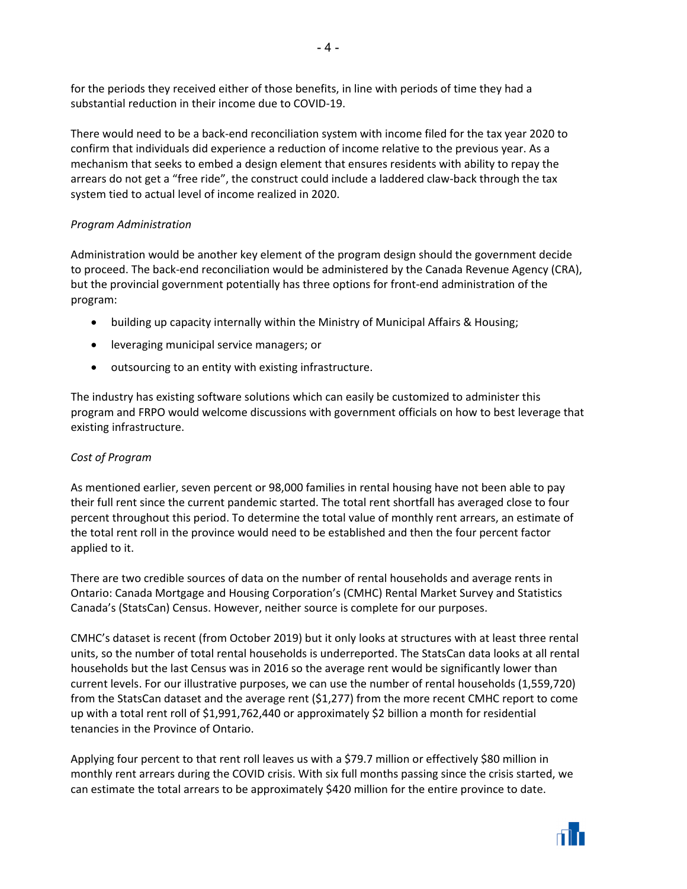for the periods they received either of those benefits, in line with periods of time they had a substantial reduction in their income due to COVID-19.

There would need to be a back-end reconciliation system with income filed for the tax year 2020 to confirm that individuals did experience a reduction of income relative to the previous year. As a mechanism that seeks to embed a design element that ensures residents with ability to repay the arrears do not get a "free ride", the construct could include a laddered claw-back through the tax system tied to actual level of income realized in 2020.

*Program Administration*

Administration would be another key element of the program design should the government decide to proceed. The back-end reconciliation would be administered by the Canada Revenue Agency (CRA), but the provincial government potentially has three options for front-end administration of the program:

- building up capacity internally within the Ministry of Municipal Affairs & Housing;
- leveraging municipal service managers; or
- outsourcing to an entity with existing infrastructure.

The industry has existing software solutions which can easily be customized to administer this program and FRPO would welcome discussions with government officials on how to best leverage that existing infrastructure.

*Cost of Program*

As mentioned earlier, seven percent or 98,000 families in rental housing have not been able to pay their full rent since the current pandemic started. The total rent shortfall has averaged close to four percent throughout this period. To determine the total value of monthly rent arrears, an estimate of the total rent roll in the province would need to be established and then the four percent factor applied to it.

There are two credible sources of data on the number of rental households and average rents in Ontario: Canada Mortgage and Housing Corporation's (CMHC) Rental Market Survey and Statistics Canada's (StatsCan) Census. However, neither source is complete for our purposes.

CMHC's dataset is recent (from October 2019) but it only looks at structures with at least three rental units, so the number of total rental households is underreported. The StatsCan data looks at all rental households but the last Census was in 2016 so the average rent would be significantly lower than current levels. For our illustrative purposes, we can use the number of rental households (1,559,720) from the StatsCan dataset and the average rent ($1,277) from the more recent CMHC report to come up with a total rent roll of $1,991,762,440 or approximately $2 billion a month for residential tenancies in the Province of Ontario.

Applying four percent to that rent roll leaves us with a $79.7 million or effectively $80 million in monthly rent arrears during the COVID crisis. With six full months passing since the crisis started, we can estimate the total arrears to be approximately $420 million for the entire province to date.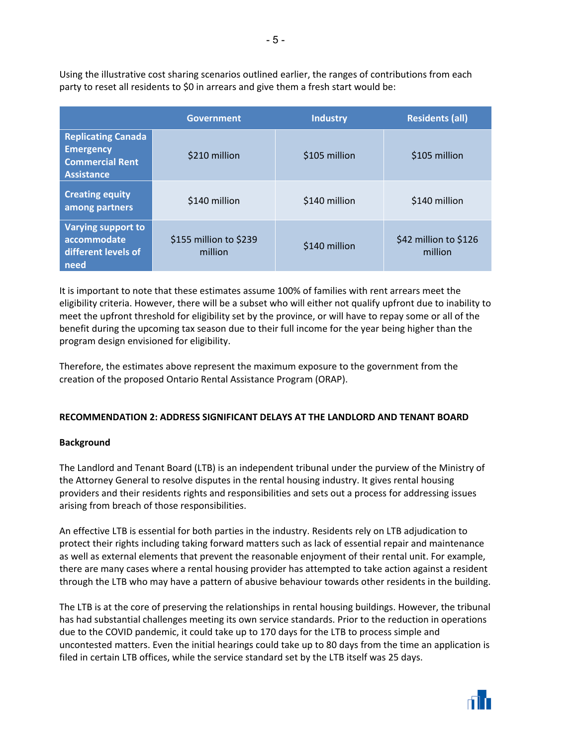Using the illustrative cost sharing scenarios outlined earlier, the ranges of contributions from each party to reset all residents to $0 in arrears and give them a fresh start would be:

| | Government | Industry | Residents (all) |
| --- | --- | --- | --- |
| **Replicating Canada Emergency Commercial Rent Assistance** | $210 million | $105 million | $105 million |
| **Creating equity among partners** | $140 million | $140 million | $140 million |
| **Varying support to accommodate different levels of need** | $155 million to $239 million | $140 million | $42 million to $126 million |

It is important to note that these estimates assume 100% of families with rent arrears meet the eligibility criteria. However, there will be a subset who will either not qualify upfront due to inability to meet the upfront threshold for eligibility set by the province, or will have to repay some or all of the benefit during the upcoming tax season due to their full income for the year being higher than the program design envisioned for eligibility.

Therefore, the estimates above represent the maximum exposure to the government from the creation of the proposed Ontario Rental Assistance Program (ORAP).

## RECOMMENDATION 2: ADDRESS SIGNIFICANT DELAYS AT THE LANDLORD AND TENANT BOARD

### Background

The Landlord and Tenant Board (LTB) is an independent tribunal under the purview of the Ministry of the Attorney General to resolve disputes in the rental housing industry. It gives rental housing providers and their residents rights and responsibilities and sets out a process for addressing issues arising from breach of those responsibilities.

An effective LTB is essential for both parties in the industry. Residents rely on LTB adjudication to protect their rights including taking forward matters such as lack of essential repair and maintenance as well as external elements that prevent the reasonable enjoyment of their rental unit. For example, there are many cases where a rental housing provider has attempted to take action against a resident through the LTB who may have a pattern of abusive behaviour towards other residents in the building.

The LTB is at the core of preserving the relationships in rental housing buildings. However, the tribunal has had substantial challenges meeting its own service standards. Prior to the reduction in operations due to the COVID pandemic, it could take up to 170 days for the LTB to process simple and uncontested matters. Even the initial hearings could take up to 80 days from the time an application is filed in certain LTB offices, while the service standard set by the LTB itself was 25 days.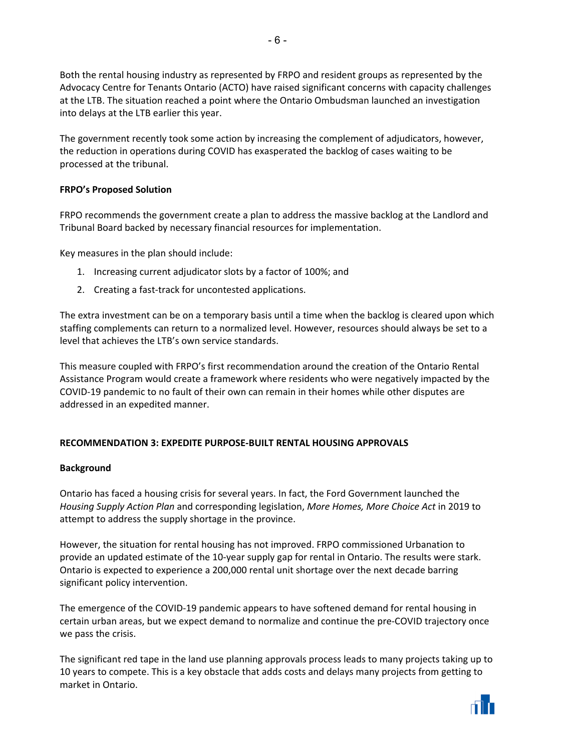Both the rental housing industry as represented by FRPO and resident groups as represented by the Advocacy Centre for Tenants Ontario (ACTO) have raised significant concerns with capacity challenges at the LTB. The situation reached a point where the Ontario Ombudsman launched an investigation into delays at the LTB earlier this year.

The government recently took some action by increasing the complement of adjudicators, however, the reduction in operations during COVID has exasperated the backlog of cases waiting to be processed at the tribunal.

**FRPO's Proposed Solution**

FRPO recommends the government create a plan to address the massive backlog at the Landlord and Tribunal Board backed by necessary financial resources for implementation.

Key measures in the plan should include:

1. Increasing current adjudicator slots by a factor of 100%; and
2. Creating a fast-track for uncontested applications.

The extra investment can be on a temporary basis until a time when the backlog is cleared upon which staffing complements can return to a normalized level. However, resources should always be set to a level that achieves the LTB's own service standards.

This measure coupled with FRPO's first recommendation around the creation of the Ontario Rental Assistance Program would create a framework where residents who were negatively impacted by the COVID-19 pandemic to no fault of their own can remain in their homes while other disputes are addressed in an expedited manner.

**RECOMMENDATION 3: EXPEDITE PURPOSE-BUILT RENTAL HOUSING APPROVALS**

**Background**

Ontario has faced a housing crisis for several years. In fact, the Ford Government launched the *Housing Supply Action Plan* and corresponding legislation, *More Homes, More Choice Act* in 2019 to attempt to address the supply shortage in the province.

However, the situation for rental housing has not improved. FRPO commissioned Urbanation to provide an updated estimate of the 10-year supply gap for rental in Ontario. The results were stark. Ontario is expected to experience a 200,000 rental unit shortage over the next decade barring significant policy intervention.

The emergence of the COVID-19 pandemic appears to have softened demand for rental housing in certain urban areas, but we expect demand to normalize and continue the pre-COVID trajectory once we pass the crisis.

The significant red tape in the land use planning approvals process leads to many projects taking up to 10 years to compete. This is a key obstacle that adds costs and delays many projects from getting to market in Ontario.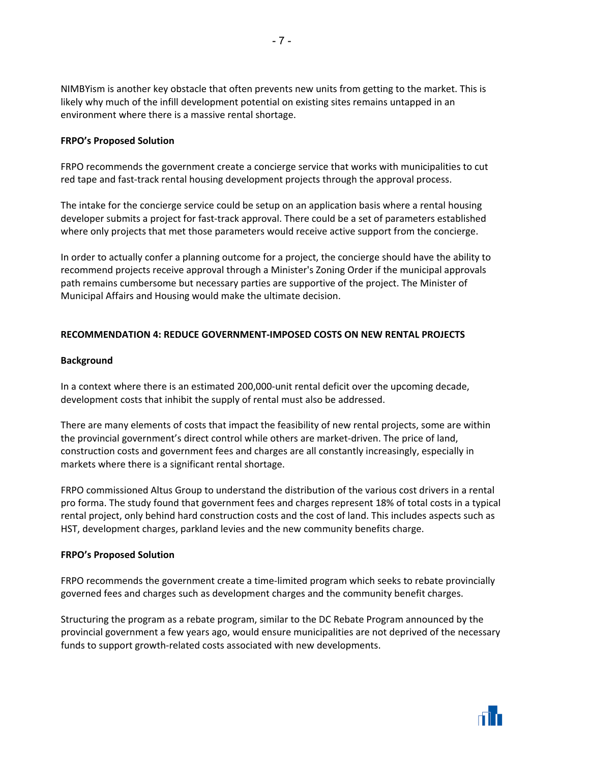NIMBYism is another key obstacle that often prevents new units from getting to the market. This is likely why much of the infill development potential on existing sites remains untapped in an environment where there is a massive rental shortage.

**FRPO's Proposed Solution**

FRPO recommends the government create a concierge service that works with municipalities to cut red tape and fast-track rental housing development projects through the approval process.

The intake for the concierge service could be setup on an application basis where a rental housing developer submits a project for fast-track approval. There could be a set of parameters established where only projects that met those parameters would receive active support from the concierge.

In order to actually confer a planning outcome for a project, the concierge should have the ability to recommend projects receive approval through a Minister's Zoning Order if the municipal approvals path remains cumbersome but necessary parties are supportive of the project. The Minister of Municipal Affairs and Housing would make the ultimate decision.

## RECOMMENDATION 4: REDUCE GOVERNMENT-IMPOSED COSTS ON NEW RENTAL PROJECTS

**Background**

In a context where there is an estimated 200,000-unit rental deficit over the upcoming decade, development costs that inhibit the supply of rental must also be addressed.

There are many elements of costs that impact the feasibility of new rental projects, some are within the provincial government's direct control while others are market-driven. The price of land, construction costs and government fees and charges are all constantly increasingly, especially in markets where there is a significant rental shortage.

FRPO commissioned Altus Group to understand the distribution of the various cost drivers in a rental pro forma. The study found that government fees and charges represent 18% of total costs in a typical rental project, only behind hard construction costs and the cost of land. This includes aspects such as HST, development charges, parkland levies and the new community benefits charge.

**FRPO's Proposed Solution**

FRPO recommends the government create a time-limited program which seeks to rebate provincially governed fees and charges such as development charges and the community benefit charges.

Structuring the program as a rebate program, similar to the DC Rebate Program announced by the provincial government a few years ago, would ensure municipalities are not deprived of the necessary funds to support growth-related costs associated with new developments.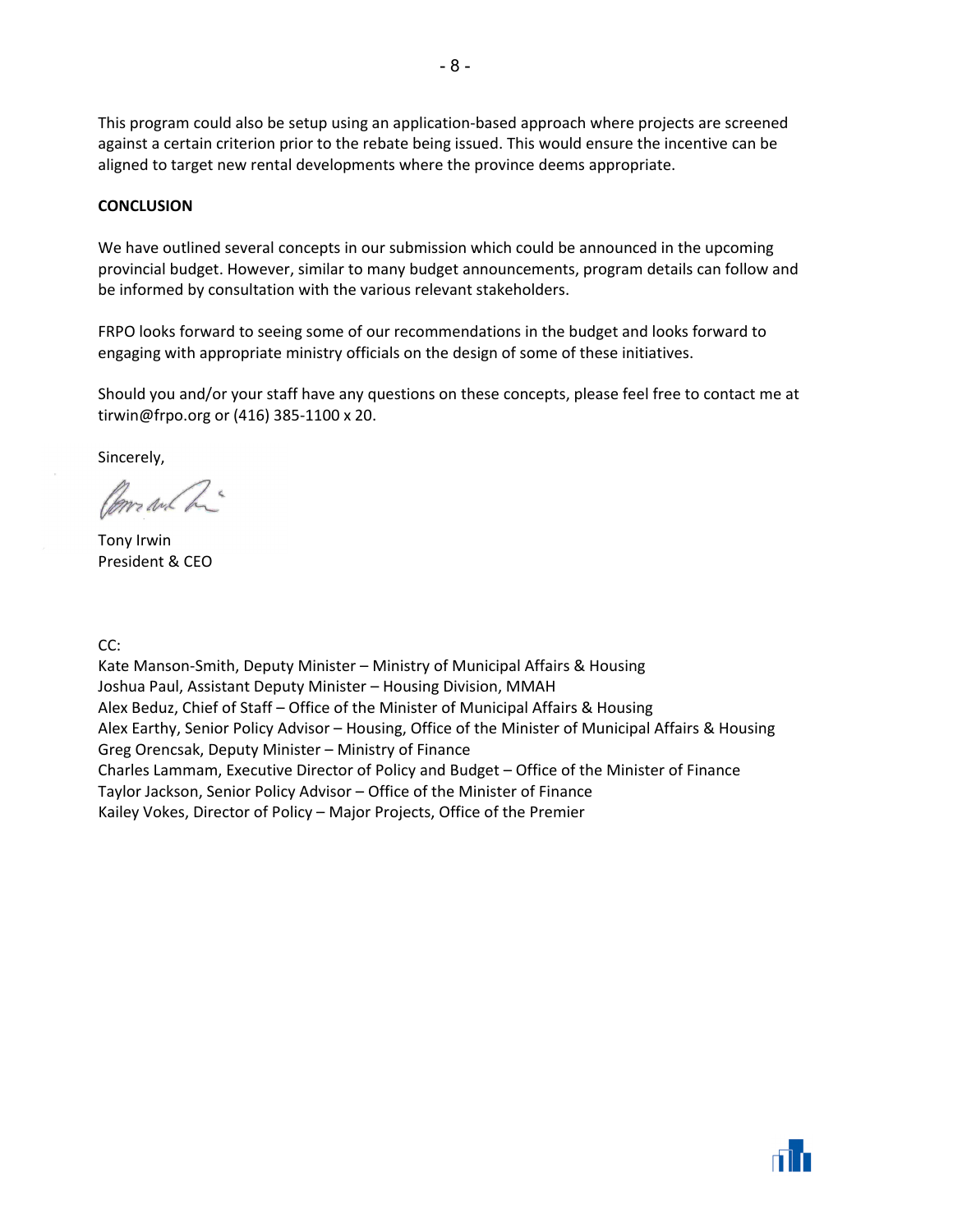This program could also be setup using an application-based approach where projects are screened against a certain criterion prior to the rebate being issued. This would ensure the incentive can be aligned to target new rental developments where the province deems appropriate.

**CONCLUSION**

We have outlined several concepts in our submission which could be announced in the upcoming provincial budget. However, similar to many budget announcements, program details can follow and be informed by consultation with the various relevant stakeholders.

FRPO looks forward to seeing some of our recommendations in the budget and looks forward to engaging with appropriate ministry officials on the design of some of these initiatives.

Should you and/or your staff have any questions on these concepts, please feel free to contact me at tirwin@frpo.org or (416) 385-1100 x 20.

Sincerely,

Tony Irwin
President & CEO

CC:
Kate Manson-Smith, Deputy Minister – Ministry of Municipal Affairs & Housing
Joshua Paul, Assistant Deputy Minister – Housing Division, MMAH
Alex Beduz, Chief of Staff – Office of the Minister of Municipal Affairs & Housing
Alex Earthy, Senior Policy Advisor – Housing, Office of the Minister of Municipal Affairs & Housing
Greg Orencsak, Deputy Minister – Ministry of Finance
Charles Lammam, Executive Director of Policy and Budget – Office of the Minister of Finance
Taylor Jackson, Senior Policy Advisor – Office of the Minister of Finance
Kailey Vokes, Director of Policy – Major Projects, Office of the Premier